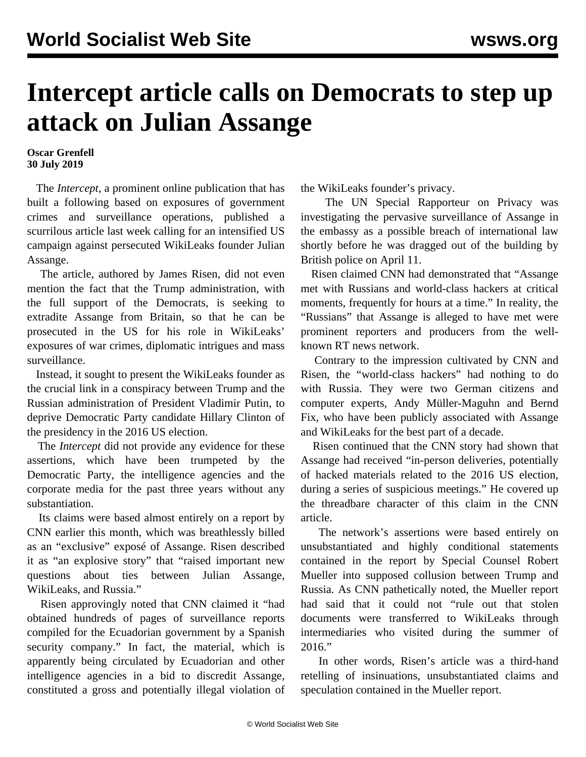# Intercept article calls on Democrats to step up attack on Julian Assange

**Oscar Grenfell**
**30 July 2019**

The *Intercept*, a prominent online publication that has built a following based on exposures of government crimes and surveillance operations, published a scurrilous article last week calling for an intensified US campaign against persecuted WikiLeaks founder Julian Assange.

The article, authored by James Risen, did not even mention the fact that the Trump administration, with the full support of the Democrats, is seeking to extradite Assange from Britain, so that he can be prosecuted in the US for his role in WikiLeaks' exposures of war crimes, diplomatic intrigues and mass surveillance.

Instead, it sought to present the WikiLeaks founder as the crucial link in a conspiracy between Trump and the Russian administration of President Vladimir Putin, to deprive Democratic Party candidate Hillary Clinton of the presidency in the 2016 US election.

The *Intercept* did not provide any evidence for these assertions, which have been trumpeted by the Democratic Party, the intelligence agencies and the corporate media for the past three years without any substantiation.

Its claims were based almost entirely on a report by CNN earlier this month, which was breathlessly billed as an "exclusive" exposé of Assange. Risen described it as "an explosive story" that "raised important new questions about ties between Julian Assange, WikiLeaks, and Russia."

Risen approvingly noted that CNN claimed it "had obtained hundreds of pages of surveillance reports compiled for the Ecuadorian government by a Spanish security company." In fact, the material, which is apparently being circulated by Ecuadorian and other intelligence agencies in a bid to discredit Assange, constituted a gross and potentially illegal violation of the WikiLeaks founder's privacy.

The UN Special Rapporteur on Privacy was investigating the pervasive surveillance of Assange in the embassy as a possible breach of international law shortly before he was dragged out of the building by British police on April 11.

Risen claimed CNN had demonstrated that "Assange met with Russians and world-class hackers at critical moments, frequently for hours at a time." In reality, the "Russians" that Assange is alleged to have met were prominent reporters and producers from the well-known RT news network.

Contrary to the impression cultivated by CNN and Risen, the "world-class hackers" had nothing to do with Russia. They were two German citizens and computer experts, Andy Müller-Maguhn and Bernd Fix, who have been publicly associated with Assange and WikiLeaks for the best part of a decade.

Risen continued that the CNN story had shown that Assange had received "in-person deliveries, potentially of hacked materials related to the 2016 US election, during a series of suspicious meetings." He covered up the threadbare character of this claim in the CNN article.

The network's assertions were based entirely on unsubstantiated and highly conditional statements contained in the report by Special Counsel Robert Mueller into supposed collusion between Trump and Russia. As CNN pathetically noted, the Mueller report had said that it could not "rule out that stolen documents were transferred to WikiLeaks through intermediaries who visited during the summer of 2016."

In other words, Risen's article was a third-hand retelling of insinuations, unsubstantiated claims and speculation contained in the Mueller report.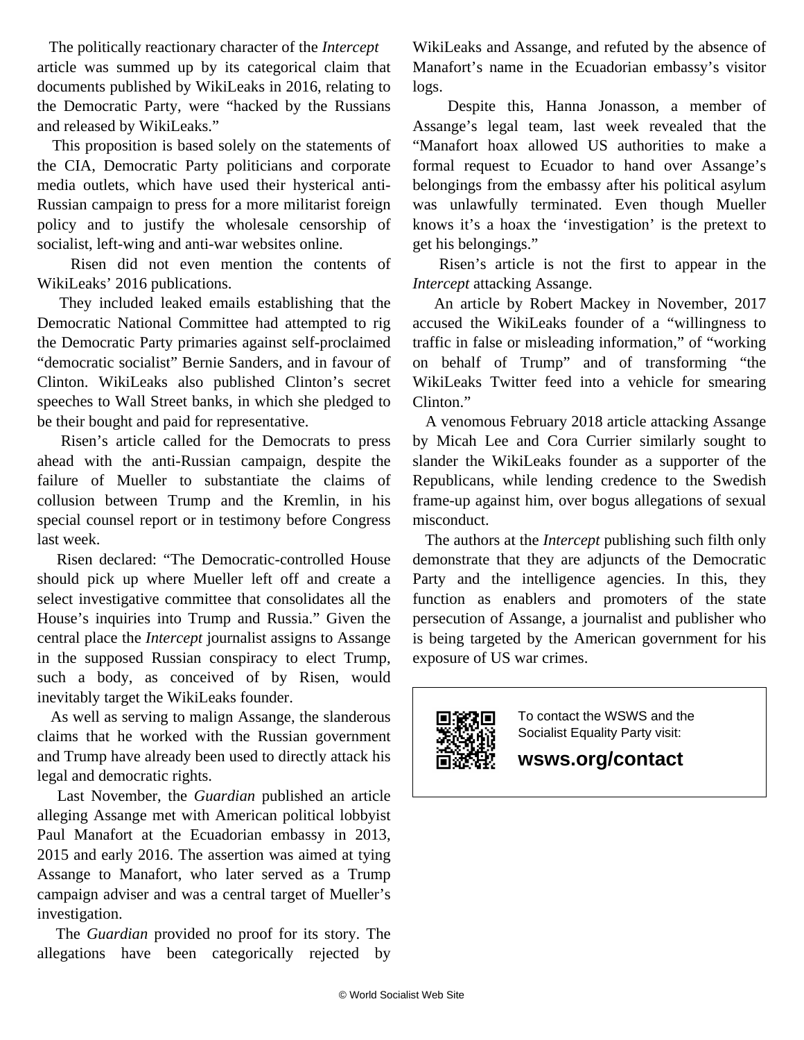The politically reactionary character of the *Intercept* article was summed up by its categorical claim that documents published by WikiLeaks in 2016, relating to the Democratic Party, were "hacked by the Russians and released by WikiLeaks."

This proposition is based solely on the statements of the CIA, Democratic Party politicians and corporate media outlets, which have used their hysterical anti-Russian campaign to press for a more militarist foreign policy and to justify the wholesale censorship of socialist, left-wing and anti-war websites online.

Risen did not even mention the contents of WikiLeaks' 2016 publications.

They included leaked emails establishing that the Democratic National Committee had attempted to rig the Democratic Party primaries against self-proclaimed "democratic socialist" Bernie Sanders, and in favour of Clinton. WikiLeaks also published Clinton's secret speeches to Wall Street banks, in which she pledged to be their bought and paid for representative.

Risen's article called for the Democrats to press ahead with the anti-Russian campaign, despite the failure of Mueller to substantiate the claims of collusion between Trump and the Kremlin, in his special counsel report or in testimony before Congress last week.

Risen declared: "The Democratic-controlled House should pick up where Mueller left off and create a select investigative committee that consolidates all the House's inquiries into Trump and Russia." Given the central place the *Intercept* journalist assigns to Assange in the supposed Russian conspiracy to elect Trump, such a body, as conceived of by Risen, would inevitably target the WikiLeaks founder.

As well as serving to malign Assange, the slanderous claims that he worked with the Russian government and Trump have already been used to directly attack his legal and democratic rights.

Last November, the *Guardian* published an article alleging Assange met with American political lobbyist Paul Manafort at the Ecuadorian embassy in 2013, 2015 and early 2016. The assertion was aimed at tying Assange to Manafort, who later served as a Trump campaign adviser and was a central target of Mueller's investigation.

The *Guardian* provided no proof for its story. The allegations have been categorically rejected by WikiLeaks and Assange, and refuted by the absence of Manafort's name in the Ecuadorian embassy's visitor logs.

Despite this, Hanna Jonasson, a member of Assange's legal team, last week revealed that the "Manafort hoax allowed US authorities to make a formal request to Ecuador to hand over Assange's belongings from the embassy after his political asylum was unlawfully terminated. Even though Mueller knows it's a hoax the 'investigation' is the pretext to get his belongings."

Risen's article is not the first to appear in the *Intercept* attacking Assange.

An article by Robert Mackey in November, 2017 accused the WikiLeaks founder of a "willingness to traffic in false or misleading information," of "working on behalf of Trump" and of transforming "the WikiLeaks Twitter feed into a vehicle for smearing Clinton."

A venomous February 2018 article attacking Assange by Micah Lee and Cora Currier similarly sought to slander the WikiLeaks founder as a supporter of the Republicans, while lending credence to the Swedish frame-up against him, over bogus allegations of sexual misconduct.

The authors at the *Intercept* publishing such filth only demonstrate that they are adjuncts of the Democratic Party and the intelligence agencies. In this, they function as enablers and promoters of the state persecution of Assange, a journalist and publisher who is being targeted by the American government for his exposure of US war crimes.

To contact the WSWS and the Socialist Equality Party visit:

**wsws.org/contact**